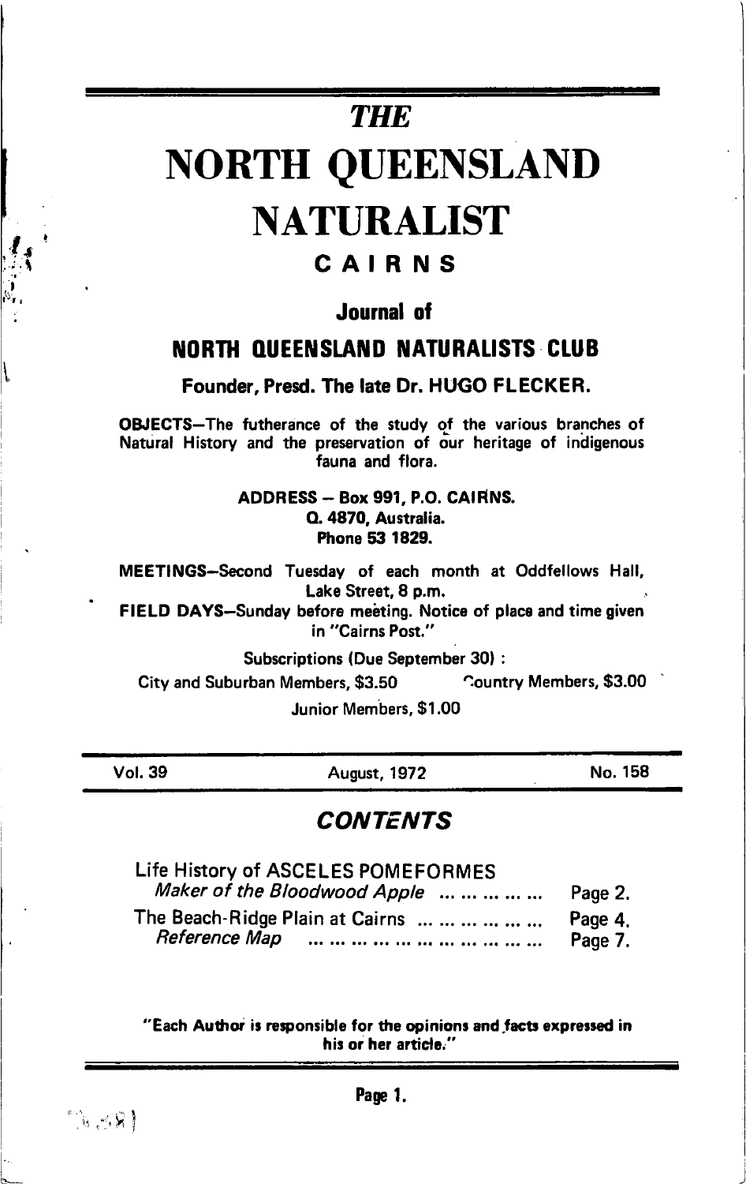# THE

# NORTH QUEENSLAND NATURALIST

## CAIRNS

### Journal of

### NORTH QUEENSLAND NATURALISTS CLUB

**Founder, Presd. The late Dr. HUGO FLECKER.**

**OBJECTS**—The futherance of the study of the various branches of Natural History and the preservation of our heritage of indigenous fauna and flora.

**ADDRESS — Box 991, P.O. CAIRNS. Q. 4870, Australia. Phone 53 1829.**

**MEETINGS**—Second Tuesday of each month at Oddfellows Hall, Lake Street, 8 p.m.

**FIELD DAYS**—Sunday before meeting. Notice of place and time given in "Cairns Post."

Subscriptions (Due September 30) :

City and Suburban Members, $3.50 Country Members, $3.00

Junior Members, $1.00

Vol. 39 August, 1972 No. 158

## CONTENTS

| | |
|---|---|
| Life History of ASCELES POMEFORMES *Maker of the Bloodwood Apple* ............ | Page 2. |
| The Beach-Ridge Plain at Cairns ............ | Page 4. |
| *Reference Map* ............ | Page 7. |

**"Each Author is responsible for the opinions and facts expressed in his or her article."**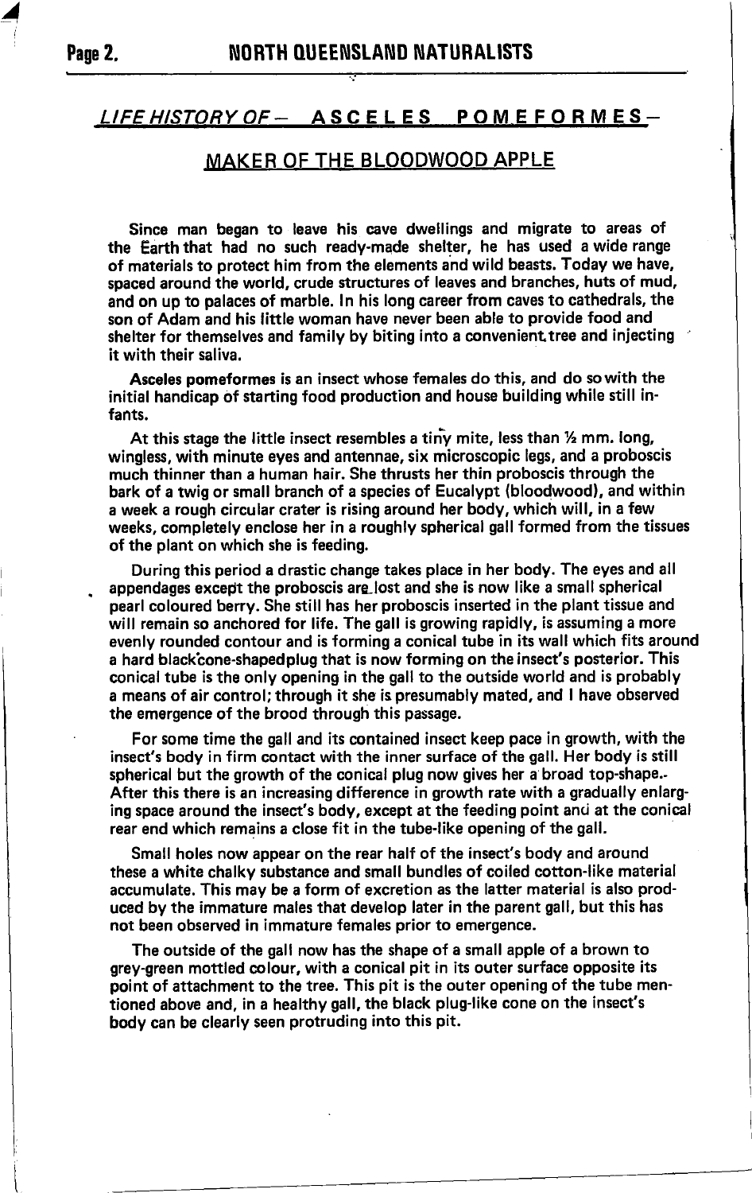## *LIFE HISTORY OF –* ASCELES POMEFORMES –

## MAKER OF THE BLOODWOOD APPLE

Since man began to leave his cave dwellings and migrate to areas of the Earth that had no such ready-made shelter, he has used a wide range of materials to protect him from the elements and wild beasts. Today we have, spaced around the world, crude structures of leaves and branches, huts of mud, and on up to palaces of marble. In his long career from caves to cathedrals, the son of Adam and his little woman have never been able to provide food and shelter for themselves and family by biting into a convenient tree and injecting it with their saliva.

**Asceles pomeformes** is an insect whose females do this, and do so with the initial handicap of starting food production and house building while still infants.

At this stage the little insect resembles a tiny mite, less than ½ mm. long, wingless, with minute eyes and antennae, six microscopic legs, and a proboscis much thinner than a human hair. She thrusts her thin proboscis through the bark of a twig or small branch of a species of Eucalypt (bloodwood), and within a week a rough circular crater is rising around her body, which will, in a few weeks, completely enclose her in a roughly spherical gall formed from the tissues of the plant on which she is feeding.

During this period a drastic change takes place in her body. The eyes and all appendages except the proboscis are lost and she is now like a small spherical pearl coloured berry. She still has her proboscis inserted in the plant tissue and will remain so anchored for life. The gall is growing rapidly, is assuming a more evenly rounded contour and is forming a conical tube in its wall which fits around a hard black cone-shaped plug that is now forming on the insect's posterior. This conical tube is the only opening in the gall to the outside world and is probably a means of air control; through it she is presumably mated, and I have observed the emergence of the brood through this passage.

For some time the gall and its contained insect keep pace in growth, with the insect's body in firm contact with the inner surface of the gall. Her body is still spherical but the growth of the conical plug now gives her a broad top-shape. After this there is an increasing difference in growth rate with a gradually enlarging space around the insect's body, except at the feeding point and at the conical rear end which remains a close fit in the tube-like opening of the gall.

Small holes now appear on the rear half of the insect's body and around these a white chalky substance and small bundles of coiled cotton-like material accumulate. This may be a form of excretion as the latter material is also produced by the immature males that develop later in the parent gall, but this has not been observed in immature females prior to emergence.

The outside of the gall now has the shape of a small apple of a brown to grey-green mottled colour, with a conical pit in its outer surface opposite its point of attachment to the tree. This pit is the outer opening of the tube mentioned above and, in a healthy gall, the black plug-like cone on the insect's body can be clearly seen protruding into this pit.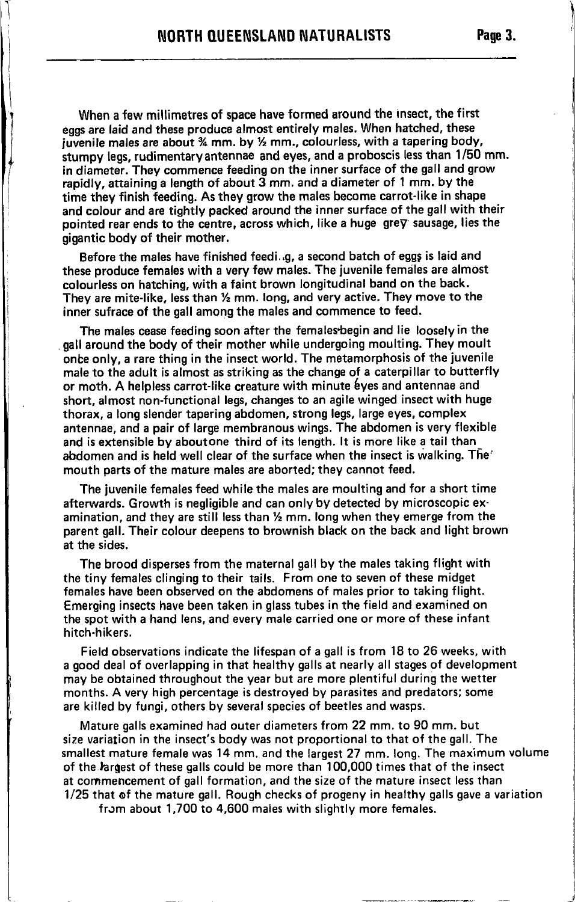When a few millimetres of space have formed around the insect, the first eggs are laid and these produce almost entirely males. When hatched, these juvenile males are about ¾ mm. by ½ mm., colourless, with a tapering body, stumpy legs, rudimentary antennae and eyes, and a proboscis less than 1/50 mm. in diameter. They commence feeding on the inner surface of the gall and grow rapidly, attaining a length of about 3 mm. and a diameter of 1 mm. by the time they finish feeding. As they grow the males become carrot-like in shape and colour and are tightly packed around the inner surface of the gall with their pointed rear ends to the centre, across which, like a huge grey sausage, lies the gigantic body of their mother.

Before the males have finished feedi.g, a second batch of eggs is laid and these produce females with a very few males. The juvenile females are almost colourless on hatching, with a faint brown longitudinal band on the back. They are mite-like, less than ½ mm. long, and very active. They move to the inner sufrace of the gall among the males and commence to feed.

The males cease feeding soon after the females begin and lie loosely in the gall around the body of their mother while undergoing moulting. They moult once only, a rare thing in the insect world. The metamorphosis of the juvenile male to the adult is almost as striking as the change of a caterpillar to butterfly or moth. A helpless carrot-like creature with minute eyes and antennae and short, almost non-functional legs, changes to an agile winged insect with huge thorax, a long slender tapering abdomen, strong legs, large eyes, complex antennae, and a pair of large membranous wings. The abdomen is very flexible and is extensible by aboutone third of its length. It is more like a tail than abdomen and is held well clear of the surface when the insect is walking. The mouth parts of the mature males are aborted; they cannot feed.

The juvenile females feed while the males are moulting and for a short time afterwards. Growth is negligible and can only by detected by microscopic examination, and they are still less than ½ mm. long when they emerge from the parent gall. Their colour deepens to brownish black on the back and light brown at the sides.

The brood disperses from the maternal gall by the males taking flight with the tiny females clinging to their tails. From one to seven of these midget females have been observed on the abdomens of males prior to taking flight. Emerging insects have been taken in glass tubes in the field and examined on the spot with a hand lens, and every male carried one or more of these infant hitch-hikers.

Field observations indicate the lifespan of a gall is from 18 to 26 weeks, with a good deal of overlapping in that healthy galls at nearly all stages of development may be obtained throughout the year but are more plentiful during the wetter months. A very high percentage is destroyed by parasites and predators; some are killed by fungi, others by several species of beetles and wasps.

Mature galls examined had outer diameters from 22 mm. to 90 mm. but size variation in the insect's body was not proportional to that of the gall. The smallest mature female was 14 mm. and the largest 27 mm. long. The maximum volume of the largest of these galls could be more than 100,000 times that of the insect at commencement of gall formation, and the size of the mature insect less than 1/25 that of the mature gall. Rough checks of progeny in healthy galls gave a variation from about 1,700 to 4,600 males with slightly more females.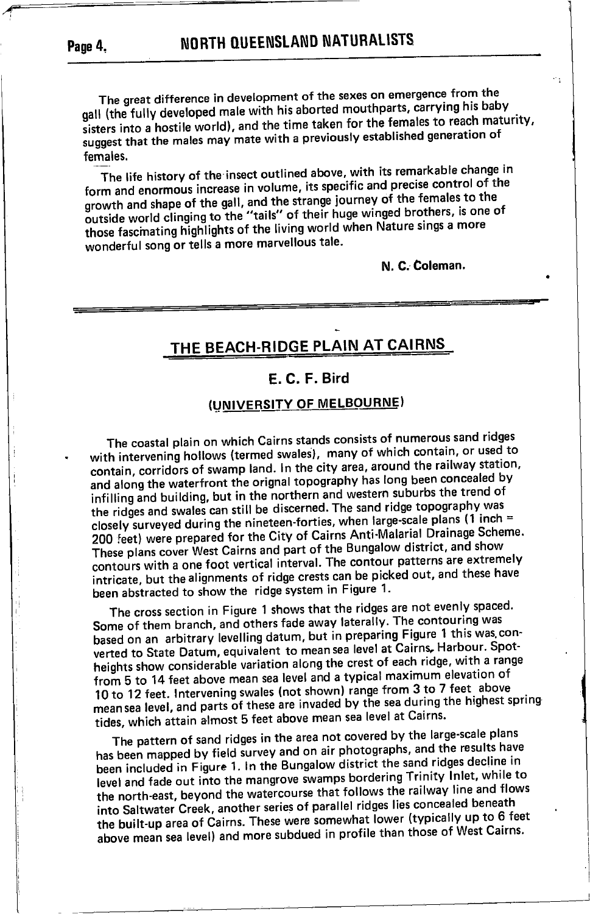The great difference in development of the sexes on emergence from the gall (the fully developed male with his aborted mouthparts, carrying his baby sisters into a hostile world), and the time taken for the females to reach maturity, suggest that the males may mate with a previously established generation of females.

The life history of the insect outlined above, with its remarkable change in form and enormous increase in volume, its specific and precise control of the growth and shape of the gall, and the strange journey of the females to the outside world clinging to the "tails" of their huge winged brothers, is one of those fascinating highlights of the living world when Nature sings a more wonderful song or tells a more marvellous tale.

**N. C. Coleman.**

---

## THE BEACH-RIDGE PLAIN AT CAIRNS

### E. C. F. Bird

### (UNIVERSITY OF MELBOURNE)

The coastal plain on which Cairns stands consists of numerous sand ridges with intervening hollows (termed swales), many of which contain, or used to contain, corridors of swamp land. In the city area, around the railway station, and along the waterfront the orignal topography has long been concealed by infilling and building, but in the northern and western suburbs the trend of the ridges and swales can still be discerned. The sand ridge topography was closely surveyed during the nineteen-forties, when large-scale plans (1 inch = 200 feet) were prepared for the City of Cairns Anti-Malarial Drainage Scheme. These plans cover West Cairns and part of the Bungalow district, and show contours with a one foot vertical interval. The contour patterns are extremely intricate, but the alignments of ridge crests can be picked out, and these have been abstracted to show the ridge system in Figure 1.

The cross section in Figure 1 shows that the ridges are not evenly spaced. Some of them branch, and others fade away laterally. The contouring was based on an arbitrary levelling datum, but in preparing Figure 1 this was converted to State Datum, equivalent to mean sea level at Cairns Harbour. Spot-heights show considerable variation along the crest of each ridge, with a range from 5 to 14 feet above mean sea level and a typical maximum elevation of 10 to 12 feet. Intervening swales (not shown) range from 3 to 7 feet above mean sea level, and parts of these are invaded by the sea during the highest spring tides, which attain almost 5 feet above mean sea level at Cairns.

The pattern of sand ridges in the area not covered by the large-scale plans has been mapped by field survey and on air photographs, and the results have been included in Figure 1. In the Bungalow district the sand ridges decline in level and fade out into the mangrove swamps bordering Trinity Inlet, while to the north-east, beyond the watercourse that follows the railway line and flows into Saltwater Creek, another series of parallel ridges lies concealed beneath the built-up area of Cairns. These were somewhat lower (typically up to 6 feet above mean sea level) and more subdued in profile than those of West Cairns.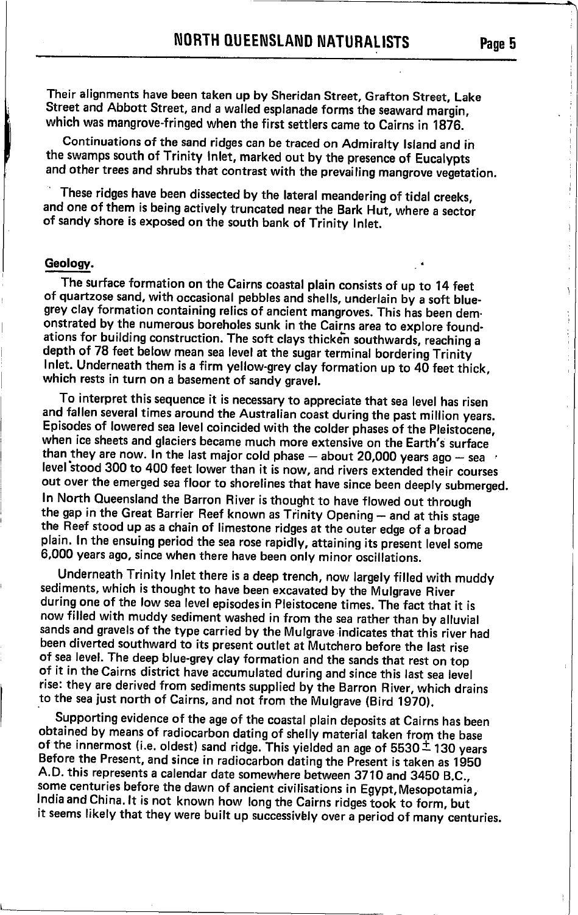Their alignments have been taken up by Sheridan Street, Grafton Street, Lake Street and Abbott Street, and a walled esplanade forms the seaward margin, which was mangrove-fringed when the first settlers came to Cairns in 1876.

Continuations of the sand ridges can be traced on Admiralty Island and in the swamps south of Trinity Inlet, marked out by the presence of Eucalypts and other trees and shrubs that contrast with the prevailing mangrove vegetation.

These ridges have been dissected by the lateral meandering of tidal creeks, and one of them is being actively truncated near the Bark Hut, where a sector of sandy shore is exposed on the south bank of Trinity Inlet.

## Geology.

The surface formation on the Cairns coastal plain consists of up to 14 feet of quartzose sand, with occasional pebbles and shells, underlain by a soft blue-grey clay formation containing relics of ancient mangroves. This has been demonstrated by the numerous boreholes sunk in the Cairns area to explore foundations for building construction. The soft clays thicken southwards, reaching a depth of 78 feet below mean sea level at the sugar terminal bordering Trinity Inlet. Underneath them is a firm yellow-grey clay formation up to 40 feet thick, which rests in turn on a basement of sandy gravel.

To interpret this sequence it is necessary to appreciate that sea level has risen and fallen several times around the Australian coast during the past million years. Episodes of lowered sea level coincided with the colder phases of the Pleistocene, when ice sheets and glaciers became much more extensive on the Earth's surface than they are now. In the last major cold phase – about 20,000 years ago – sea level stood 300 to 400 feet lower than it is now, and rivers extended their courses out over the emerged sea floor to shorelines that have since been deeply submerged. In North Queensland the Barron River is thought to have flowed out through the gap in the Great Barrier Reef known as Trinity Opening – and at this stage the Reef stood up as a chain of limestone ridges at the outer edge of a broad plain. In the ensuing period the sea rose rapidly, attaining its present level some 6,000 years ago, since when there have been only minor oscillations.

Underneath Trinity Inlet there is a deep trench, now largely filled with muddy sediments, which is thought to have been excavated by the Mulgrave River during one of the low sea level episodes in Pleistocene times. The fact that it is now filled with muddy sediment washed in from the sea rather than by alluvial sands and gravels of the type carried by the Mulgrave indicates that this river had been diverted southward to its present outlet at Mutchero before the last rise of sea level. The deep blue-grey clay formation and the sands that rest on top of it in the Cairns district have accumulated during and since this last sea level rise: they are derived from sediments supplied by the Barron River, which drains to the sea just north of Cairns, and not from the Mulgrave (Bird 1970).

Supporting evidence of the age of the coastal plain deposits at Cairns has been obtained by means of radiocarbon dating of shelly material taken from the base of the innermost (i.e. oldest) sand ridge. This yielded an age of $5530 \pm 130$ years Before the Present, and since in radiocarbon dating the Present is taken as 1950 A.D. this represents a calendar date somewhere between 3710 and 3450 B.C., some centuries before the dawn of ancient civilisations in Egypt, Mesopotamia, India and China. It is not known how long the Cairns ridges took to form, but it seems likely that they were built up successively over a period of many centuries.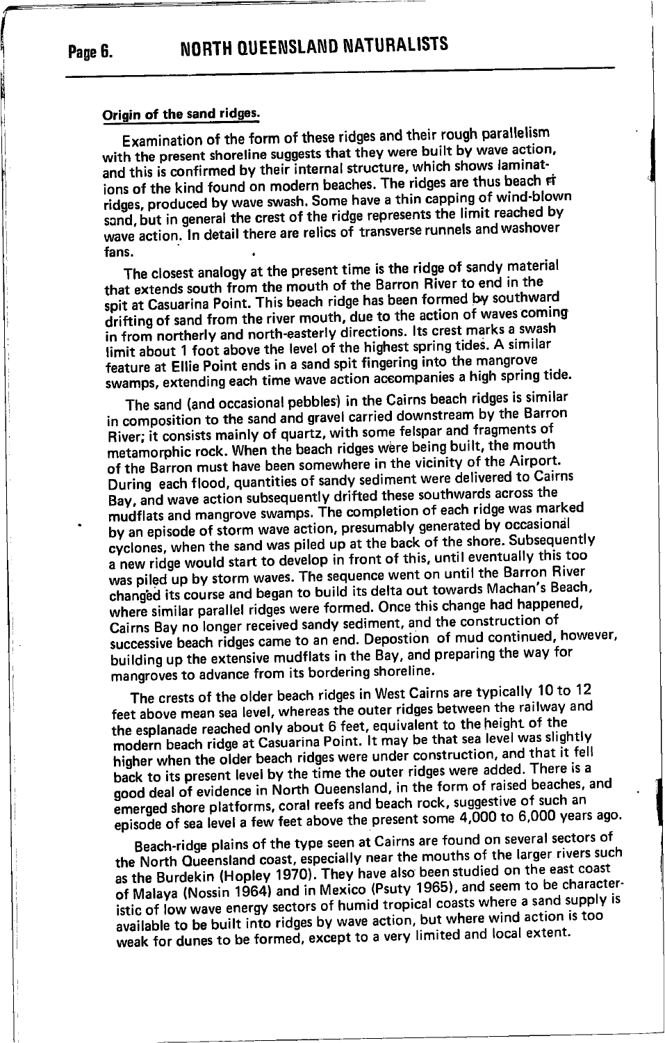### Origin of the sand ridges.

Examination of the form of these ridges and their rough parallelism with the present shoreline suggests that they were built by wave action, and this is confirmed by their internal structure, which shows laminations of the kind found on modern beaches. The ridges are thus beach ridges, produced by wave swash. Some have a thin capping of wind-blown sand, but in general the crest of the ridge represents the limit reached by wave action. In detail there are relics of transverse runnels and washover fans.

The closest analogy at the present time is the ridge of sandy material that extends south from the mouth of the Barron River to end in the spit at Casuarina Point. This beach ridge has been formed by southward drifting of sand from the river mouth, due to the action of waves coming in from northerly and north-easterly directions. Its crest marks a swash limit about 1 foot above the level of the highest spring tides. A similar feature at Ellie Point ends in a sand spit fingering into the mangrove swamps, extending each time wave action accompanies a high spring tide.

The sand (and occasional pebbles) in the Cairns beach ridges is similar in composition to the sand and gravel carried downstream by the Barron River; it consists mainly of quartz, with some felspar and fragments of metamorphic rock. When the beach ridges were being built, the mouth of the Barron must have been somewhere in the vicinity of the Airport. During each flood, quantities of sandy sediment were delivered to Cairns Bay, and wave action subsequently drifted these southwards across the mudflats and mangrove swamps. The completion of each ridge was marked by an episode of storm wave action, presumably generated by occasional cyclones, when the sand was piled up at the back of the shore. Subsequently a new ridge would start to develop in front of this, until eventually this too was piled up by storm waves. The sequence went on until the Barron River changed its course and began to build its delta out towards Machan's Beach, where similar parallel ridges were formed. Once this change had happened, Cairns Bay no longer received sandy sediment, and the construction of successive beach ridges came to an end. Depostion of mud continued, however, building up the extensive mudflats in the Bay, and preparing the way for mangroves to advance from its bordering shoreline.

The crests of the older beach ridges in West Cairns are typically 10 to 12 feet above mean sea level, whereas the outer ridges between the railway and the esplanade reached only about 6 feet, equivalent to the height of the modern beach ridge at Casuarina Point. It may be that sea level was slightly higher when the older beach ridges were under construction, and that it fell back to its present level by the time the outer ridges were added. There is a good deal of evidence in North Queensland, in the form of raised beaches, and emerged shore platforms, coral reefs and beach rock, suggestive of such an episode of sea level a few feet above the present some 4,000 to 6,000 years ago.

Beach-ridge plains of the type seen at Cairns are found on several sectors of the North Queensland coast, especially near the mouths of the larger rivers such as the Burdekin (Hopley 1970). They have also been studied on the east coast of Malaya (Nossin 1964) and in Mexico (Psuty 1965), and seem to be characteristic of low wave energy sectors of humid tropical coasts where a sand supply is available to be built into ridges by wave action, but where wind action is too weak for dunes to be formed, except to a very limited and local extent.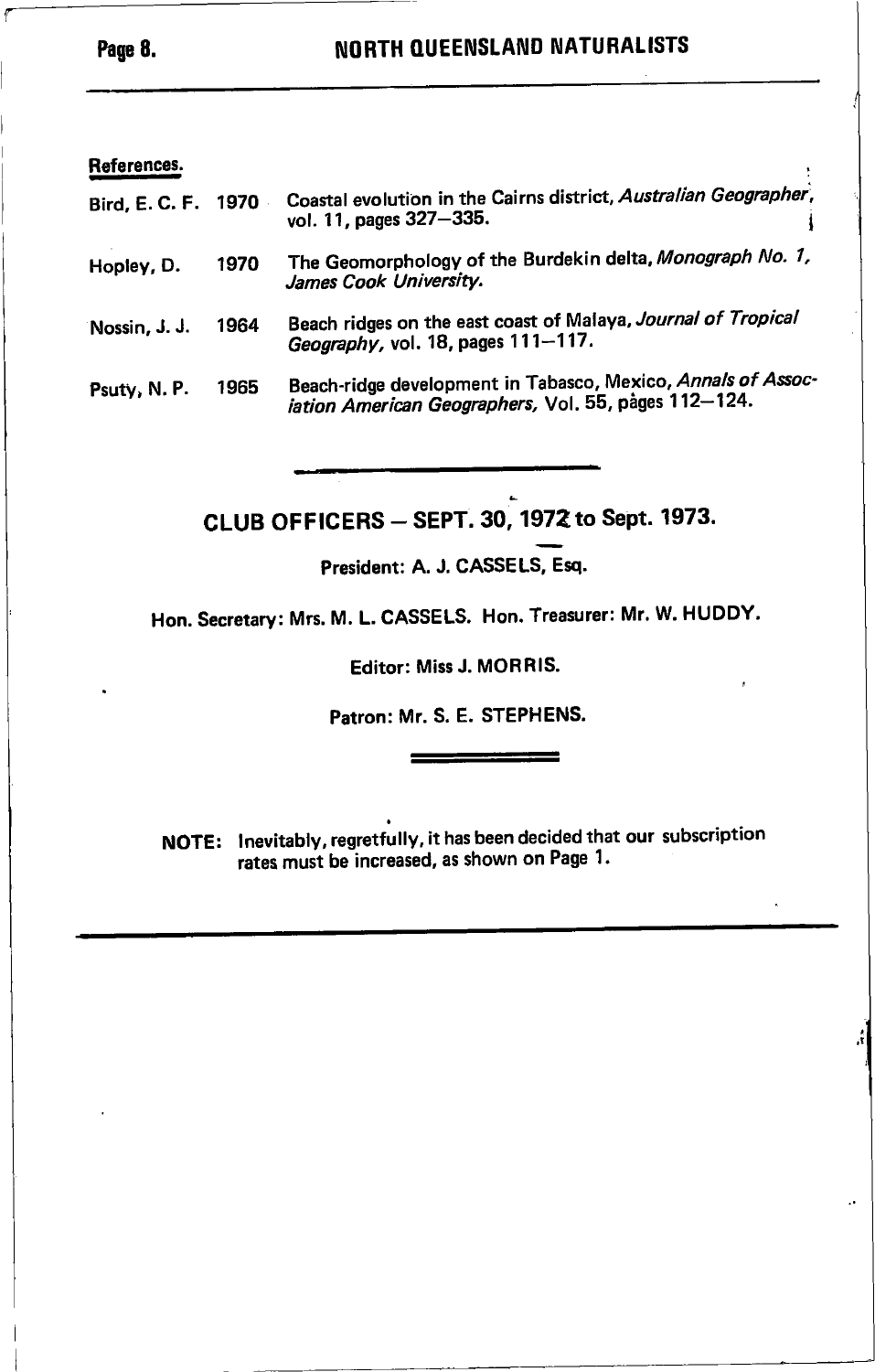**References.**

| | | |
|---|---|---|
| Bird, E. C. F. | 1970 | Coastal evolution in the Cairns district, *Australian Geographer*, vol. 11, pages 327–335. |
| Hopley, D. | 1970 | The Geomorphology of the Burdekin delta, *Monograph No. 1, James Cook University*. |
| Nossin, J. J. | 1964 | Beach ridges on the east coast of Malaya, *Journal of Tropical Geography*, vol. 18, pages 111–117. |
| Psuty, N. P. | 1965 | Beach-ridge development in Tabasco, Mexico, *Annals of Association American Geographers*, Vol. 55, pages 112–124. |

---

## CLUB OFFICERS – SEPT. 30, 1972 to Sept. 1973.

**President: A. J. CASSELS, Esq.**

**Hon. Secretary: Mrs. M. L. CASSELS. Hon. Treasurer: Mr. W. HUDDY.**

**Editor: Miss J. MORRIS.**

**Patron: Mr. S. E. STEPHENS.**

---

**NOTE:** Inevitably, regretfully, it has been decided that our subscription rates must be increased, as shown on Page 1.